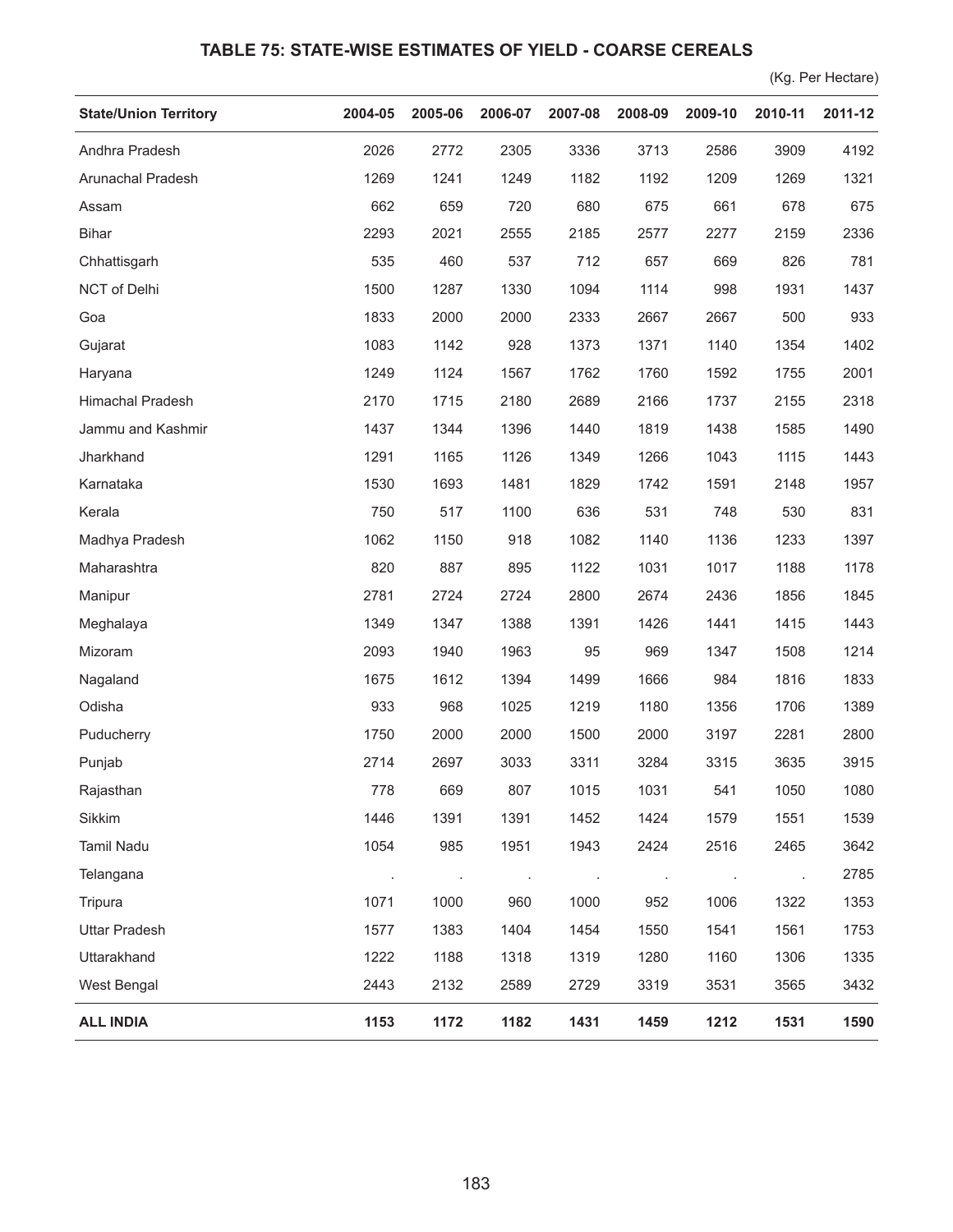## TABLE 75: STATE-WISE ESTIMATES OF YIELD - COARSE CEREALS

(Kg. Per Hectare)

| State/Union Territory | 2004-05 | 2005-06 | 2006-07 | 2007-08 | 2008-09 | 2009-10 | 2010-11 | 2011-12 |
|---|---|---|---|---|---|---|---|---|
| Andhra Pradesh | 2026 | 2772 | 2305 | 3336 | 3713 | 2586 | 3909 | 4192 |
| Arunachal Pradesh | 1269 | 1241 | 1249 | 1182 | 1192 | 1209 | 1269 | 1321 |
| Assam | 662 | 659 | 720 | 680 | 675 | 661 | 678 | 675 |
| Bihar | 2293 | 2021 | 2555 | 2185 | 2577 | 2277 | 2159 | 2336 |
| Chhattisgarh | 535 | 460 | 537 | 712 | 657 | 669 | 826 | 781 |
| NCT of Delhi | 1500 | 1287 | 1330 | 1094 | 1114 | 998 | 1931 | 1437 |
| Goa | 1833 | 2000 | 2000 | 2333 | 2667 | 2667 | 500 | 933 |
| Gujarat | 1083 | 1142 | 928 | 1373 | 1371 | 1140 | 1354 | 1402 |
| Haryana | 1249 | 1124 | 1567 | 1762 | 1760 | 1592 | 1755 | 2001 |
| Himachal Pradesh | 2170 | 1715 | 2180 | 2689 | 2166 | 1737 | 2155 | 2318 |
| Jammu and Kashmir | 1437 | 1344 | 1396 | 1440 | 1819 | 1438 | 1585 | 1490 |
| Jharkhand | 1291 | 1165 | 1126 | 1349 | 1266 | 1043 | 1115 | 1443 |
| Karnataka | 1530 | 1693 | 1481 | 1829 | 1742 | 1591 | 2148 | 1957 |
| Kerala | 750 | 517 | 1100 | 636 | 531 | 748 | 530 | 831 |
| Madhya Pradesh | 1062 | 1150 | 918 | 1082 | 1140 | 1136 | 1233 | 1397 |
| Maharashtra | 820 | 887 | 895 | 1122 | 1031 | 1017 | 1188 | 1178 |
| Manipur | 2781 | 2724 | 2724 | 2800 | 2674 | 2436 | 1856 | 1845 |
| Meghalaya | 1349 | 1347 | 1388 | 1391 | 1426 | 1441 | 1415 | 1443 |
| Mizoram | 2093 | 1940 | 1963 | 95 | 969 | 1347 | 1508 | 1214 |
| Nagaland | 1675 | 1612 | 1394 | 1499 | 1666 | 984 | 1816 | 1833 |
| Odisha | 933 | 968 | 1025 | 1219 | 1180 | 1356 | 1706 | 1389 |
| Puducherry | 1750 | 2000 | 2000 | 1500 | 2000 | 3197 | 2281 | 2800 |
| Punjab | 2714 | 2697 | 3033 | 3311 | 3284 | 3315 | 3635 | 3915 |
| Rajasthan | 778 | 669 | 807 | 1015 | 1031 | 541 | 1050 | 1080 |
| Sikkim | 1446 | 1391 | 1391 | 1452 | 1424 | 1579 | 1551 | 1539 |
| Tamil Nadu | 1054 | 985 | 1951 | 1943 | 2424 | 2516 | 2465 | 3642 |
| Telangana | . | . | . | . | . | . | . | 2785 |
| Tripura | 1071 | 1000 | 960 | 1000 | 952 | 1006 | 1322 | 1353 |
| Uttar Pradesh | 1577 | 1383 | 1404 | 1454 | 1550 | 1541 | 1561 | 1753 |
| Uttarakhand | 1222 | 1188 | 1318 | 1319 | 1280 | 1160 | 1306 | 1335 |
| West Bengal | 2443 | 2132 | 2589 | 2729 | 3319 | 3531 | 3565 | 3432 |
| **ALL INDIA** | **1153** | **1172** | **1182** | **1431** | **1459** | **1212** | **1531** | **1590** |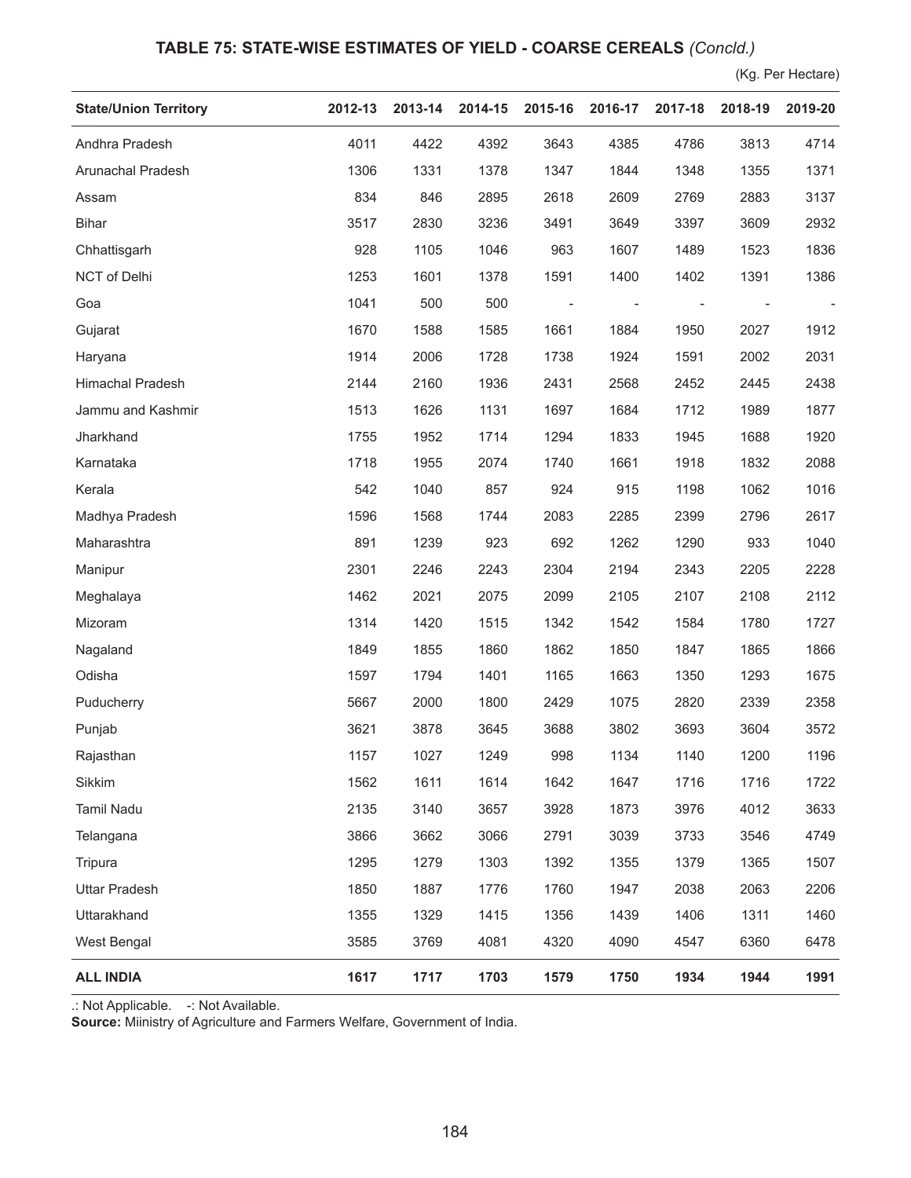## TABLE 75: STATE-WISE ESTIMATES OF YIELD - COARSE CEREALS *(Concld.)*

(Kg. Per Hectare)

| State/Union Territory | 2012-13 | 2013-14 | 2014-15 | 2015-16 | 2016-17 | 2017-18 | 2018-19 | 2019-20 |
|---|---|---|---|---|---|---|---|---|
| Andhra Pradesh | 4011 | 4422 | 4392 | 3643 | 4385 | 4786 | 3813 | 4714 |
| Arunachal Pradesh | 1306 | 1331 | 1378 | 1347 | 1844 | 1348 | 1355 | 1371 |
| Assam | 834 | 846 | 2895 | 2618 | 2609 | 2769 | 2883 | 3137 |
| Bihar | 3517 | 2830 | 3236 | 3491 | 3649 | 3397 | 3609 | 2932 |
| Chhattisgarh | 928 | 1105 | 1046 | 963 | 1607 | 1489 | 1523 | 1836 |
| NCT of Delhi | 1253 | 1601 | 1378 | 1591 | 1400 | 1402 | 1391 | 1386 |
| Goa | 1041 | 500 | 500 | - | - | - | - | - |
| Gujarat | 1670 | 1588 | 1585 | 1661 | 1884 | 1950 | 2027 | 1912 |
| Haryana | 1914 | 2006 | 1728 | 1738 | 1924 | 1591 | 2002 | 2031 |
| Himachal Pradesh | 2144 | 2160 | 1936 | 2431 | 2568 | 2452 | 2445 | 2438 |
| Jammu and Kashmir | 1513 | 1626 | 1131 | 1697 | 1684 | 1712 | 1989 | 1877 |
| Jharkhand | 1755 | 1952 | 1714 | 1294 | 1833 | 1945 | 1688 | 1920 |
| Karnataka | 1718 | 1955 | 2074 | 1740 | 1661 | 1918 | 1832 | 2088 |
| Kerala | 542 | 1040 | 857 | 924 | 915 | 1198 | 1062 | 1016 |
| Madhya Pradesh | 1596 | 1568 | 1744 | 2083 | 2285 | 2399 | 2796 | 2617 |
| Maharashtra | 891 | 1239 | 923 | 692 | 1262 | 1290 | 933 | 1040 |
| Manipur | 2301 | 2246 | 2243 | 2304 | 2194 | 2343 | 2205 | 2228 |
| Meghalaya | 1462 | 2021 | 2075 | 2099 | 2105 | 2107 | 2108 | 2112 |
| Mizoram | 1314 | 1420 | 1515 | 1342 | 1542 | 1584 | 1780 | 1727 |
| Nagaland | 1849 | 1855 | 1860 | 1862 | 1850 | 1847 | 1865 | 1866 |
| Odisha | 1597 | 1794 | 1401 | 1165 | 1663 | 1350 | 1293 | 1675 |
| Puducherry | 5667 | 2000 | 1800 | 2429 | 1075 | 2820 | 2339 | 2358 |
| Punjab | 3621 | 3878 | 3645 | 3688 | 3802 | 3693 | 3604 | 3572 |
| Rajasthan | 1157 | 1027 | 1249 | 998 | 1134 | 1140 | 1200 | 1196 |
| Sikkim | 1562 | 1611 | 1614 | 1642 | 1647 | 1716 | 1716 | 1722 |
| Tamil Nadu | 2135 | 3140 | 3657 | 3928 | 1873 | 3976 | 4012 | 3633 |
| Telangana | 3866 | 3662 | 3066 | 2791 | 3039 | 3733 | 3546 | 4749 |
| Tripura | 1295 | 1279 | 1303 | 1392 | 1355 | 1379 | 1365 | 1507 |
| Uttar Pradesh | 1850 | 1887 | 1776 | 1760 | 1947 | 2038 | 2063 | 2206 |
| Uttarakhand | 1355 | 1329 | 1415 | 1356 | 1439 | 1406 | 1311 | 1460 |
| West Bengal | 3585 | 3769 | 4081 | 4320 | 4090 | 4547 | 6360 | 6478 |
| **ALL INDIA** | **1617** | **1717** | **1703** | **1579** | **1750** | **1934** | **1944** | **1991** |

.: Not Applicable. -: Not Available.

**Source:** Miinistry of Agriculture and Farmers Welfare, Government of India.